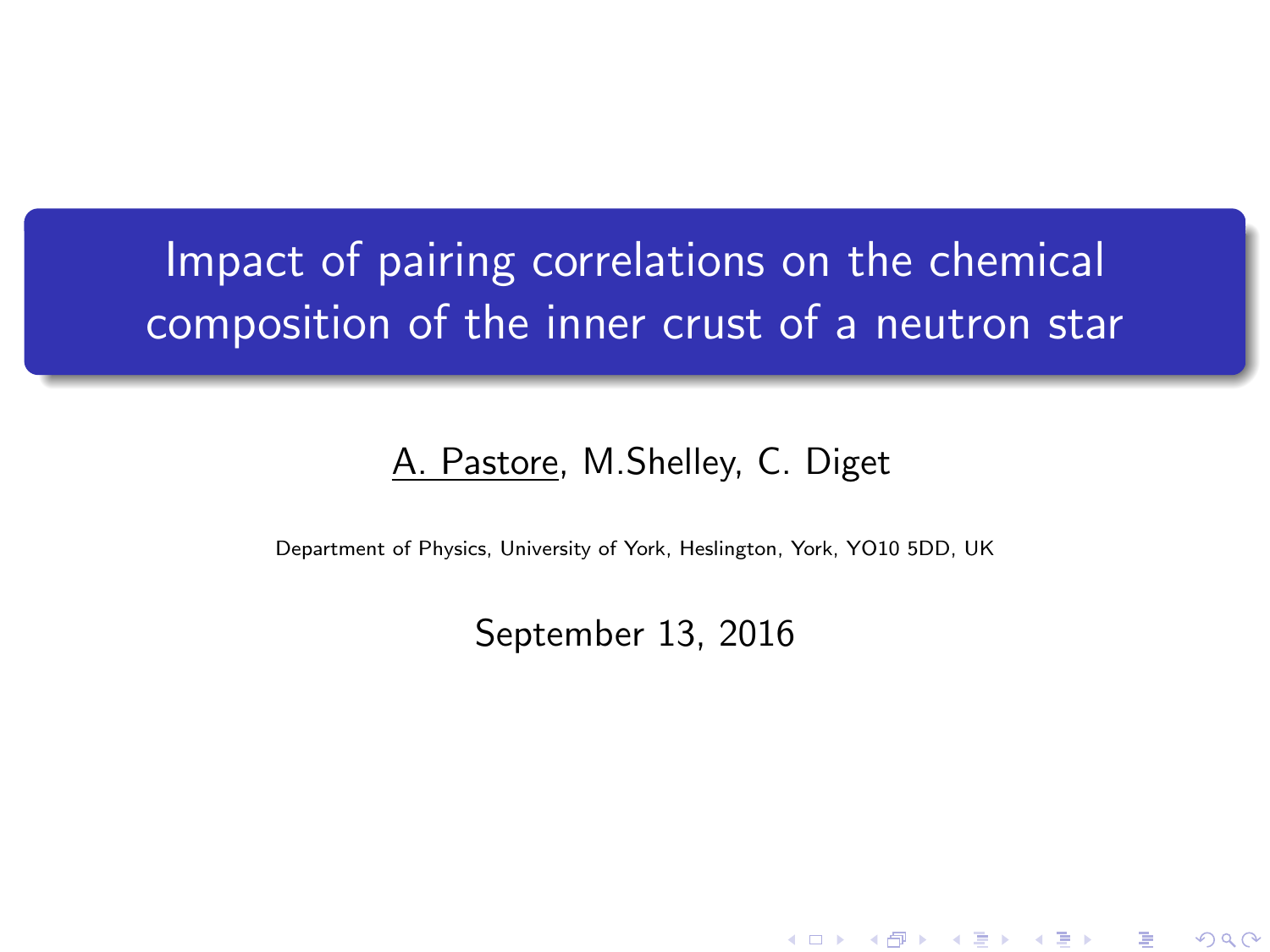# Impact of pairing correlations on the chemical composition of the inner crust of a neutron star

A. Pastore, M.Shelley, C. Diget

Department of Physics, University of York, Heslington, York, YO10 5DD, UK

September 13, 2016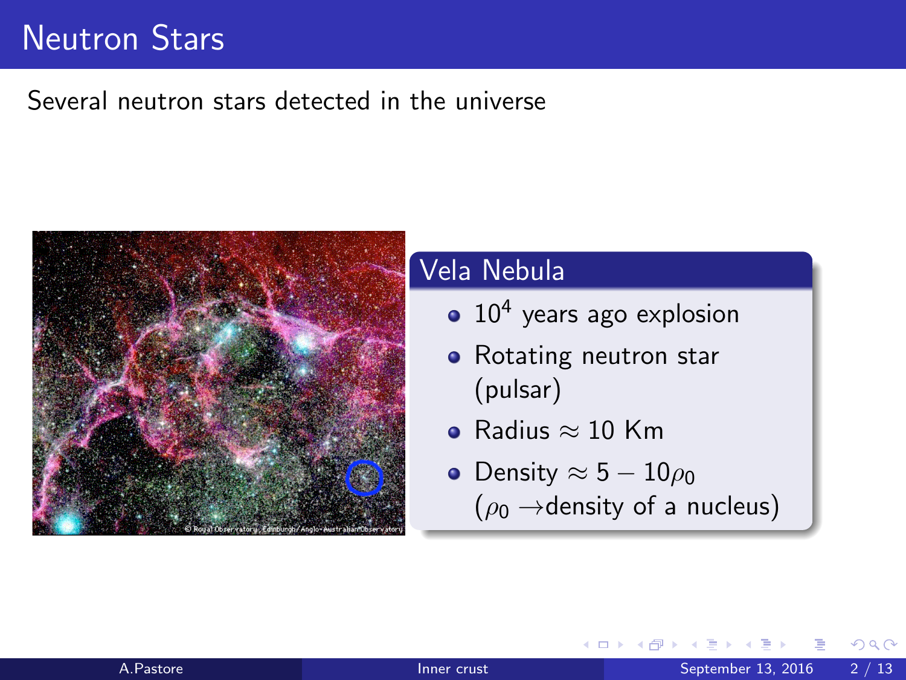# Neutron Stars

Several neutron stars detected in the universe

## Vela Nebula

- $10^4$ years ago explosion
- Rotating neutron star (pulsar)
- Radius $\approx$ 10 Km
- Density $\approx 5 - 10\rho_0$ ($\rho_0 \rightarrow$density of a nucleus)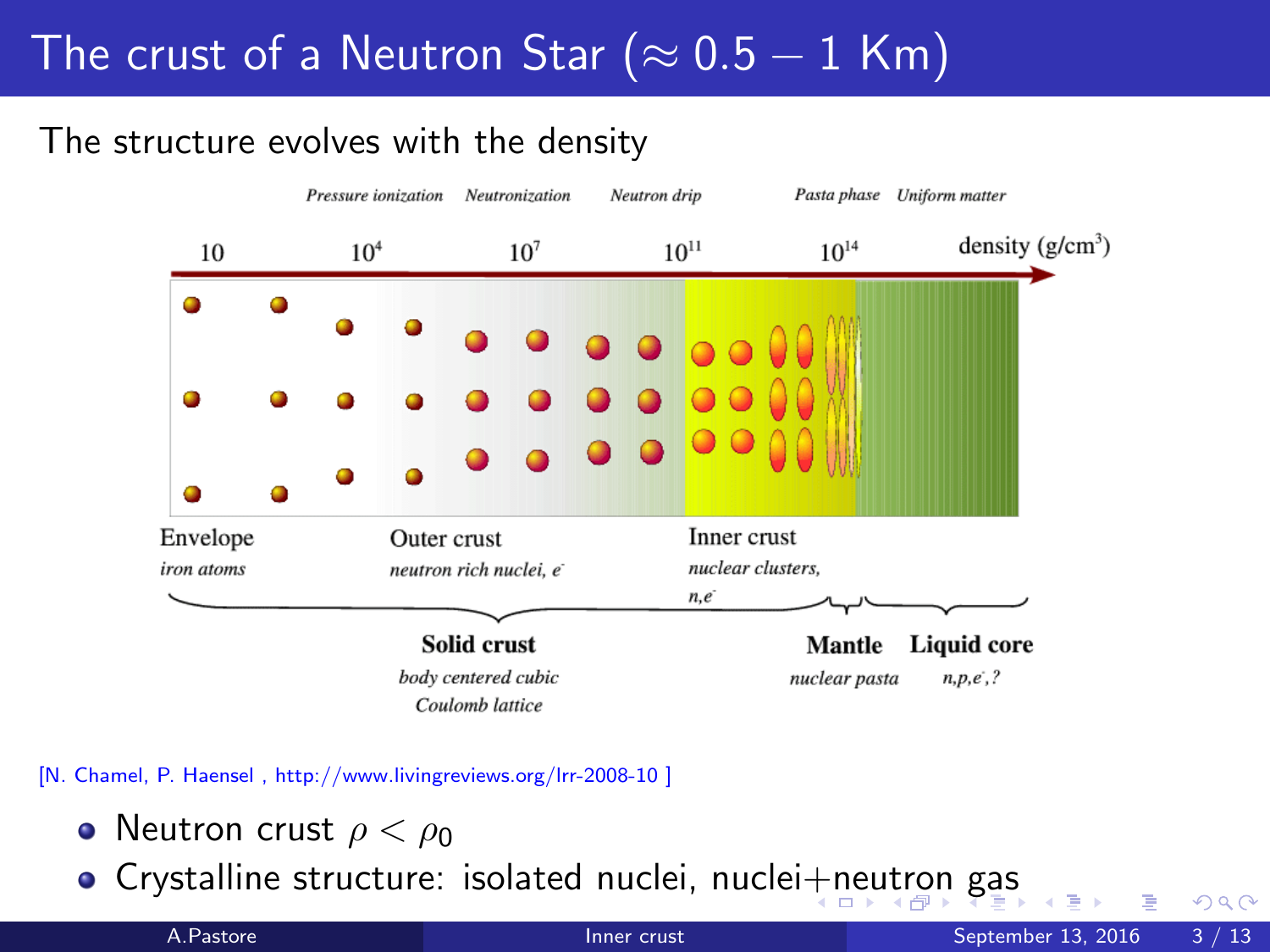# The crust of a Neutron Star ($\approx 0.5 - 1$ Km)

The structure evolves with the density

[N. Chamel, P. Haensel , http://www.livingreviews.org/lrr-2008-10 ]

- Neutron crust $\rho < \rho_0$
- Crystalline structure: isolated nuclei, nuclei+neutron gas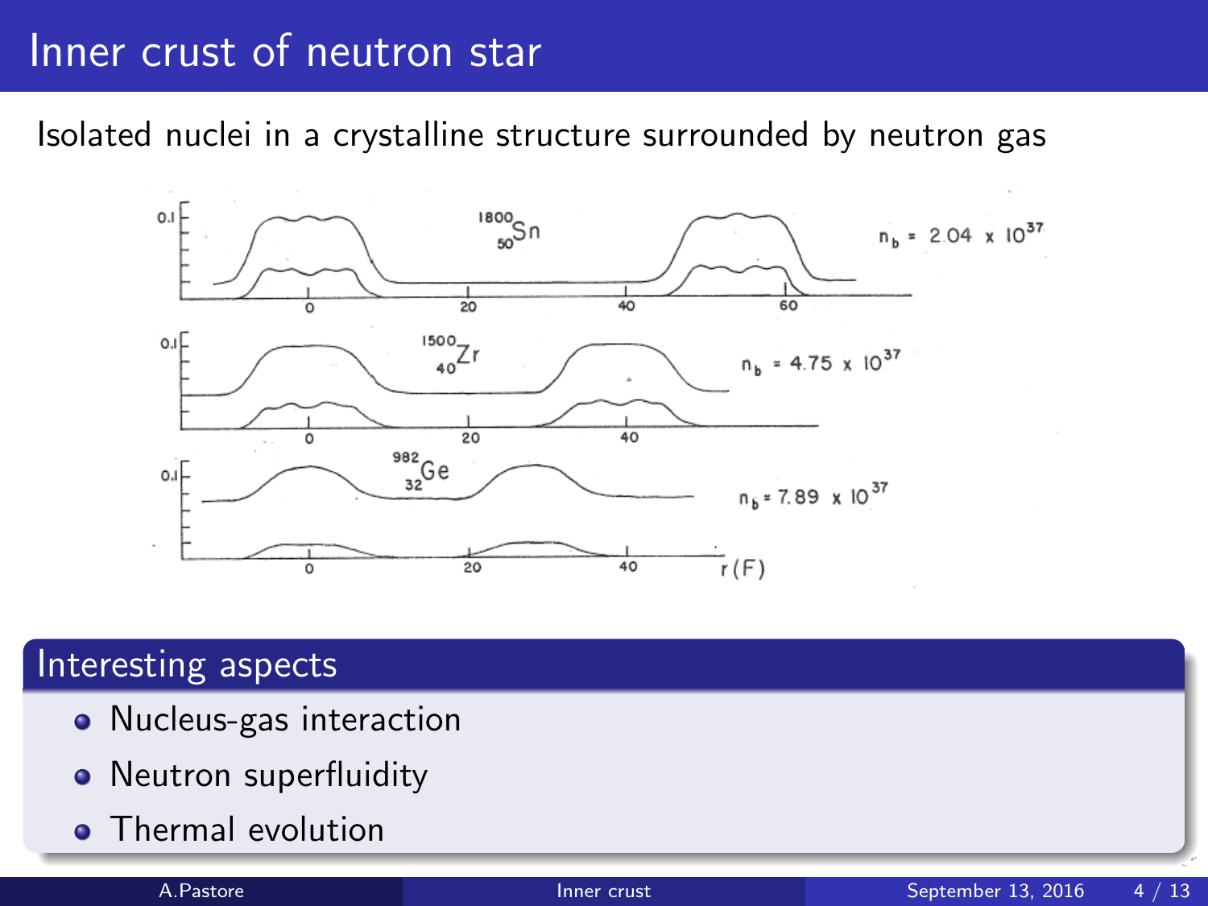# Inner crust of neutron star

Isolated nuclei in a crystalline structure surrounded by neutron gas

## Interesting aspects

- Nucleus-gas interaction
- Neutron superfluidity
- Thermal evolution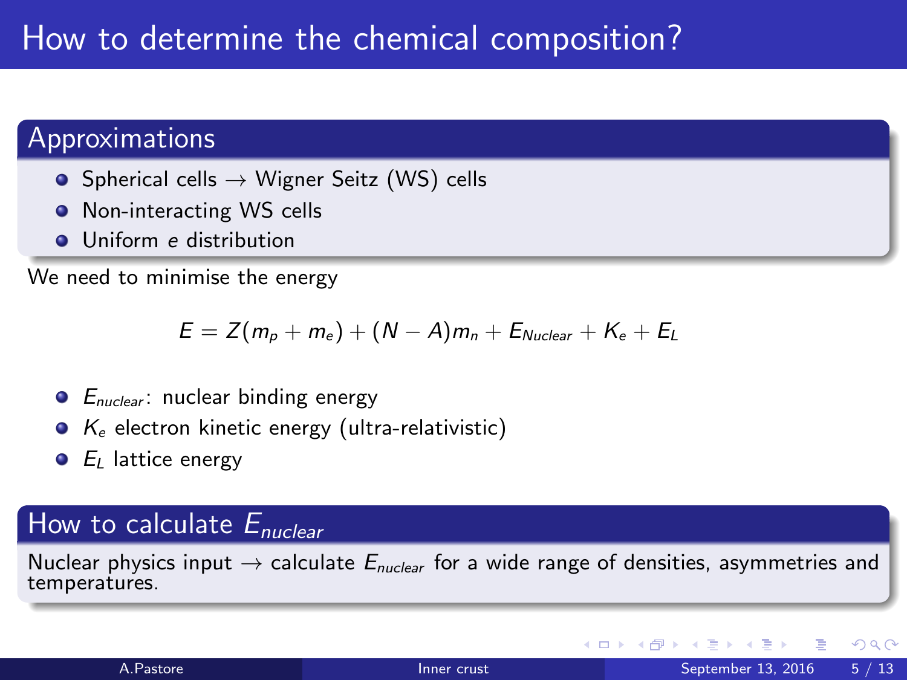# How to determine the chemical composition?

## Approximations

- Spherical cells → Wigner Seitz (WS) cells
- Non-interacting WS cells
- Uniform $e$ distribution

We need to minimise the energy

$$E = Z(m_p + m_e) + (N - A)m_n + E_{Nuclear} + K_e + E_L$$

- $E_{nuclear}$: nuclear binding energy
- $K_e$ electron kinetic energy (ultra-relativistic)
- $E_L$ lattice energy

## How to calculate $E_{nuclear}$

Nuclear physics input → calculate $E_{nuclear}$ for a wide range of densities, asymmetries and temperatures.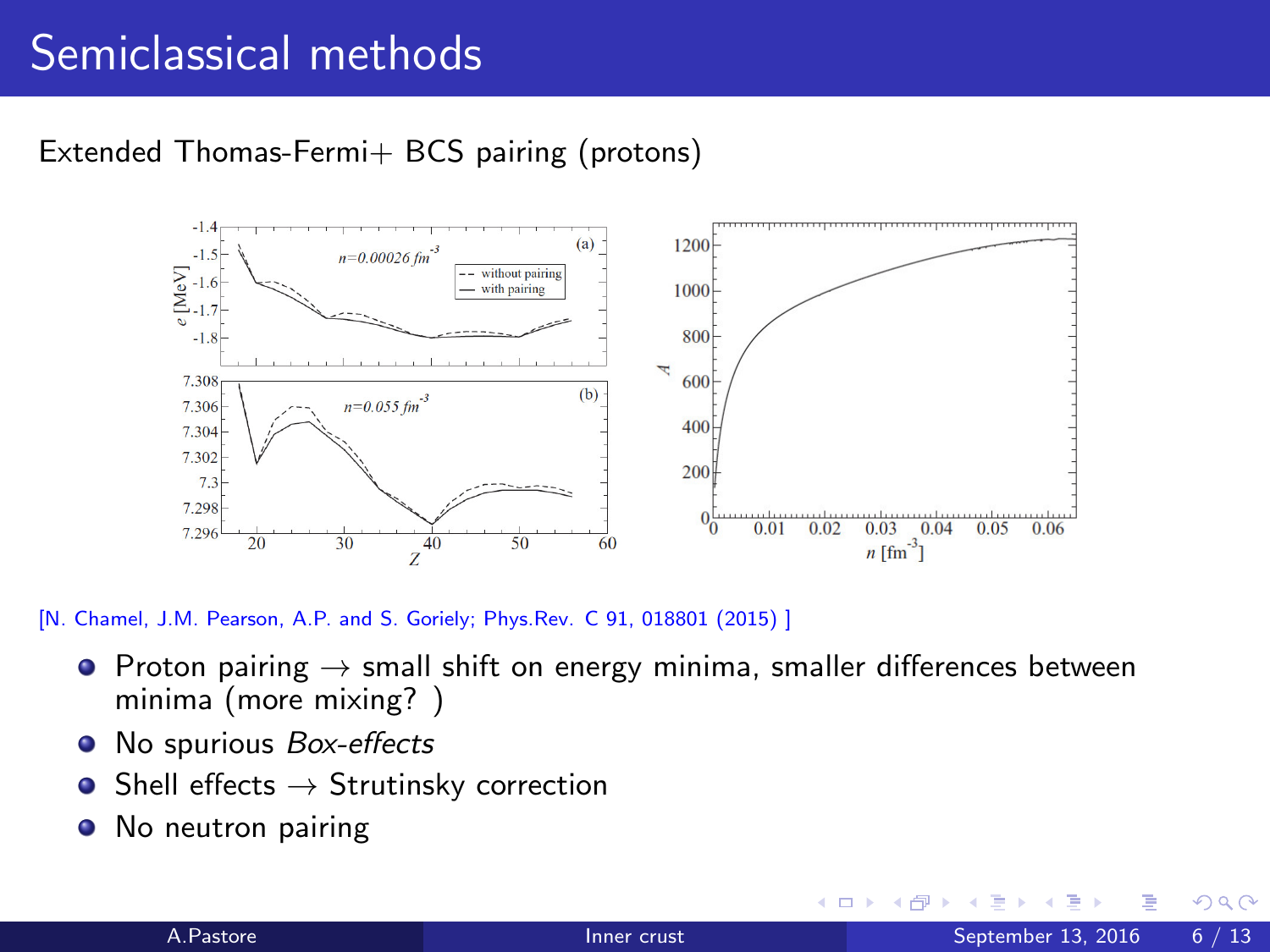# Semiclassical methods

Extended Thomas-Fermi+ BCS pairing (protons)

[N. Chamel, J.M. Pearson, A.P. and S. Goriely; Phys.Rev. C 91, 018801 (2015) ]

- Proton pairing → small shift on energy minima, smaller differences between minima (more mixing? )
- No spurious *Box-effects*
- Shell effects → Strutinsky correction
- No neutron pairing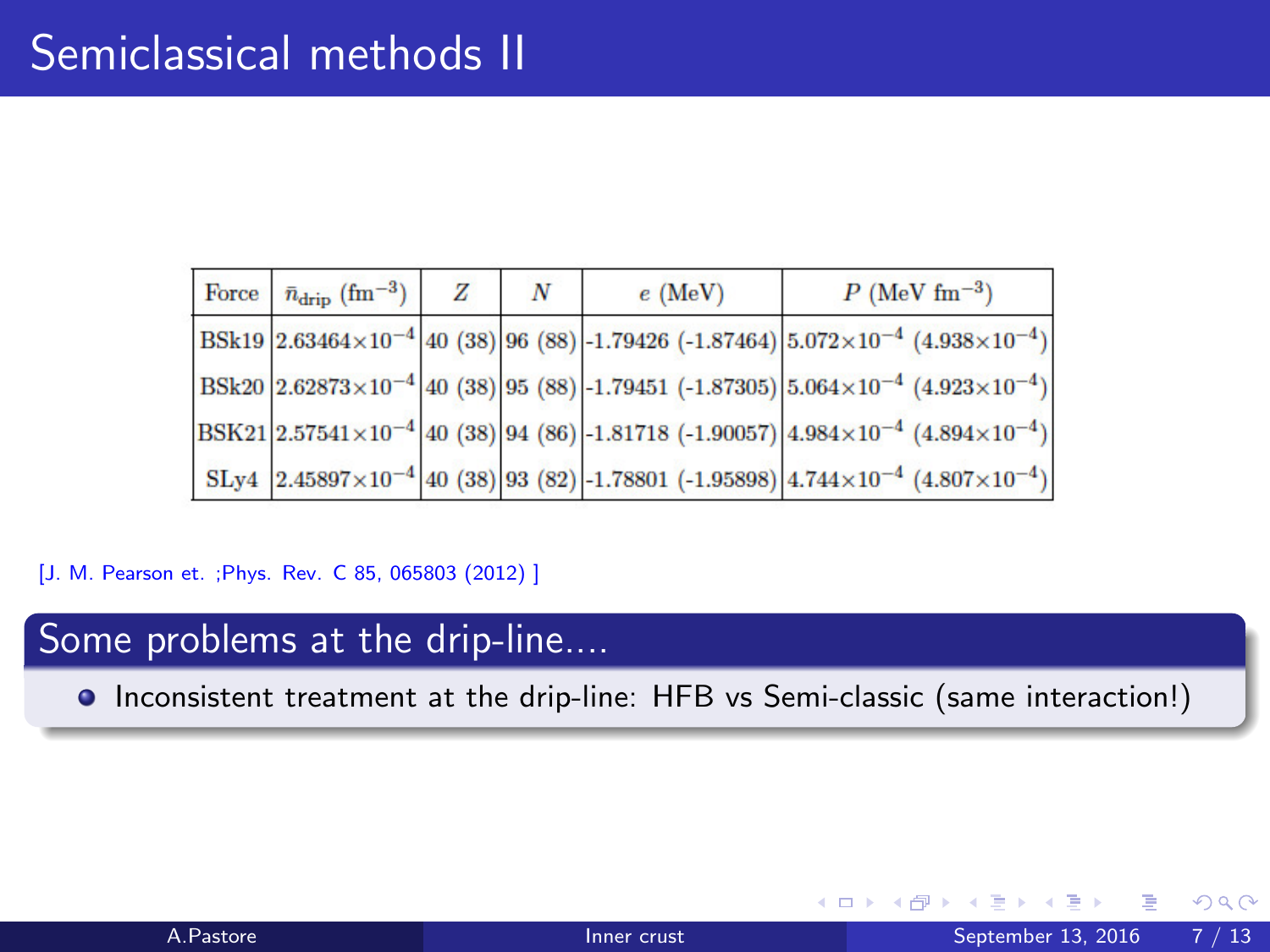# Semiclassical methods II

| Force | $\bar{n}_{\text{drip}}$ (fm$^{-3}$) | $Z$ | $N$ | $e$ (MeV) | $P$ (MeV fm$^{-3}$) |
|---|---|---|---|---|---|
| BSk19 | $2.63464\times10^{-4}$ | 40 (38) | 96 (88) | -1.79426 (-1.87464) | $5.072\times10^{-4}$ ($4.938\times10^{-4}$) |
| BSk20 | $2.62873\times10^{-4}$ | 40 (38) | 95 (88) | -1.79451 (-1.87305) | $5.064\times10^{-4}$ ($4.923\times10^{-4}$) |
| BSK21 | $2.57541\times10^{-4}$ | 40 (38) | 94 (86) | -1.81718 (-1.90057) | $4.984\times10^{-4}$ ($4.894\times10^{-4}$) |
| SLy4 | $2.45897\times10^{-4}$ | 40 (38) | 93 (82) | -1.78801 (-1.95898) | $4.744\times10^{-4}$ ($4.807\times10^{-4}$) |

[J. M. Pearson et. ;Phys. Rev. C 85, 065803 (2012) ]

## Some problems at the drip-line....

- Inconsistent treatment at the drip-line: HFB vs Semi-classic (same interaction!)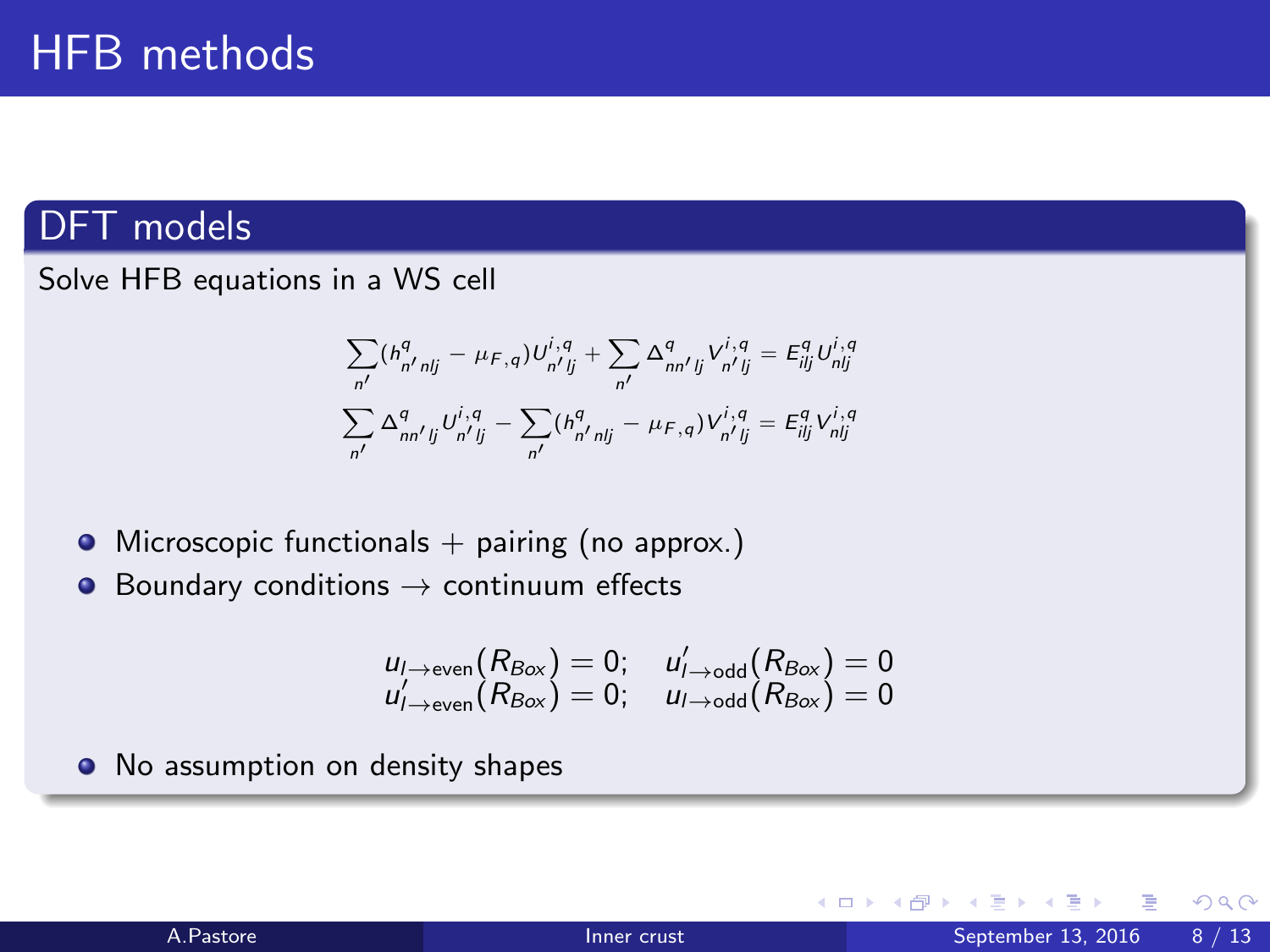# HFB methods

## DFT models

Solve HFB equations in a WS cell

$$
\begin{aligned}
\sum_{n'} (h^q_{n'nlj} - \mu_{F,q}) U^{i,q}_{n'lj} + \sum_{n'} \Delta^q_{nn'lj} V^{i,q}_{n'lj} &= E^q_{ilj} U^{i,q}_{nlj} \\
\sum_{n'} \Delta^q_{nn'lj} U^{i,q}_{n'lj} - \sum_{n'} (h^q_{n'nlj} - \mu_{F,q}) V^{i,q}_{n'lj} &= E^q_{ilj} V^{i,q}_{nlj}
\end{aligned}
$$

- Microscopic functionals + pairing (no approx.)
- Boundary conditions → continuum effects

$$
\begin{aligned}
u_{l\to\text{even}}(R_{Box}) = 0; \quad u'_{l\to\text{odd}}(R_{Box}) = 0 \\
u'_{l\to\text{even}}(R_{Box}) = 0; \quad u_{l\to\text{odd}}(R_{Box}) = 0
\end{aligned}
$$

- No assumption on density shapes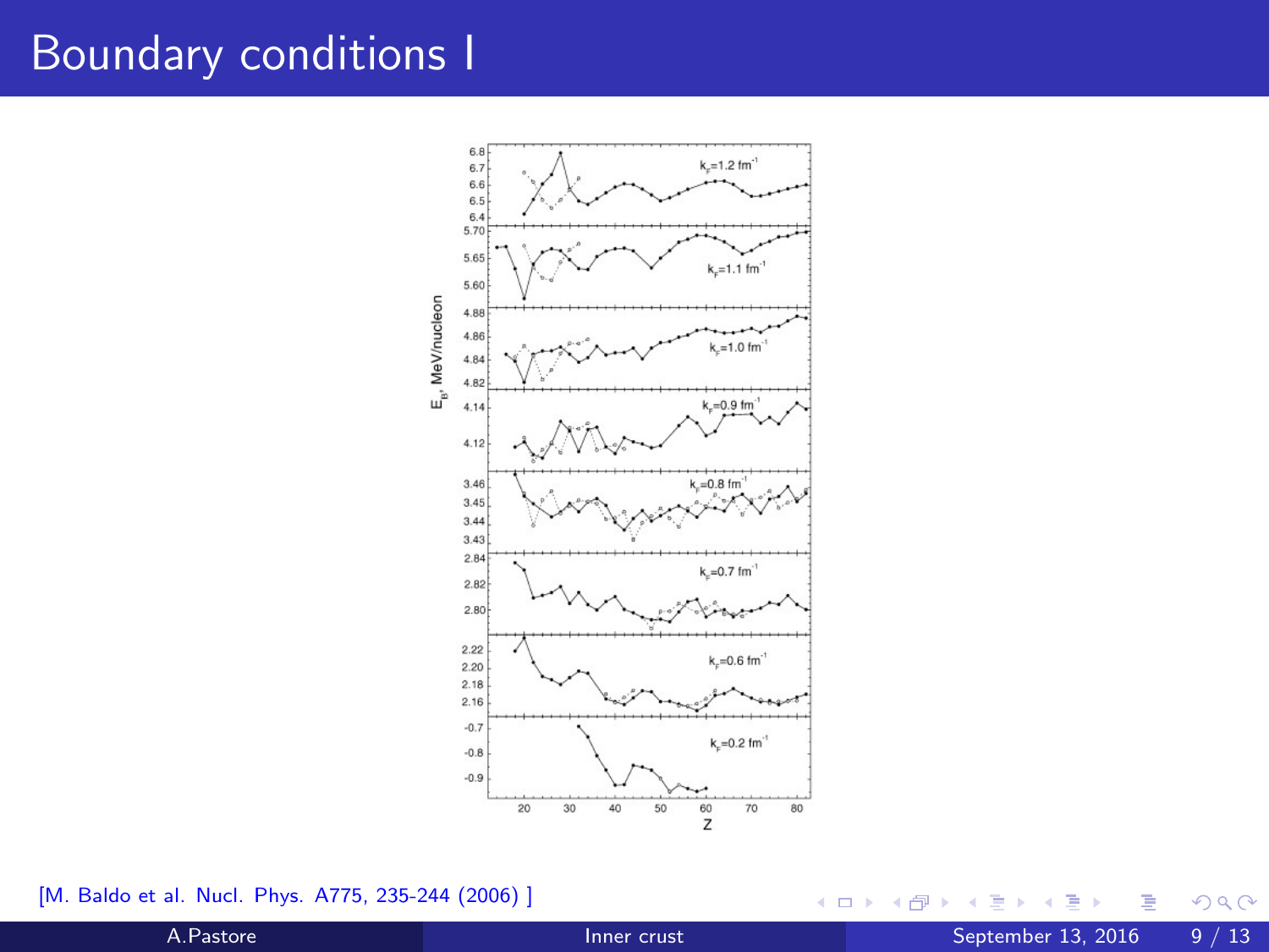# Boundary conditions I

[M. Baldo et al. Nucl. Phys. A775, 235-244 (2006) ]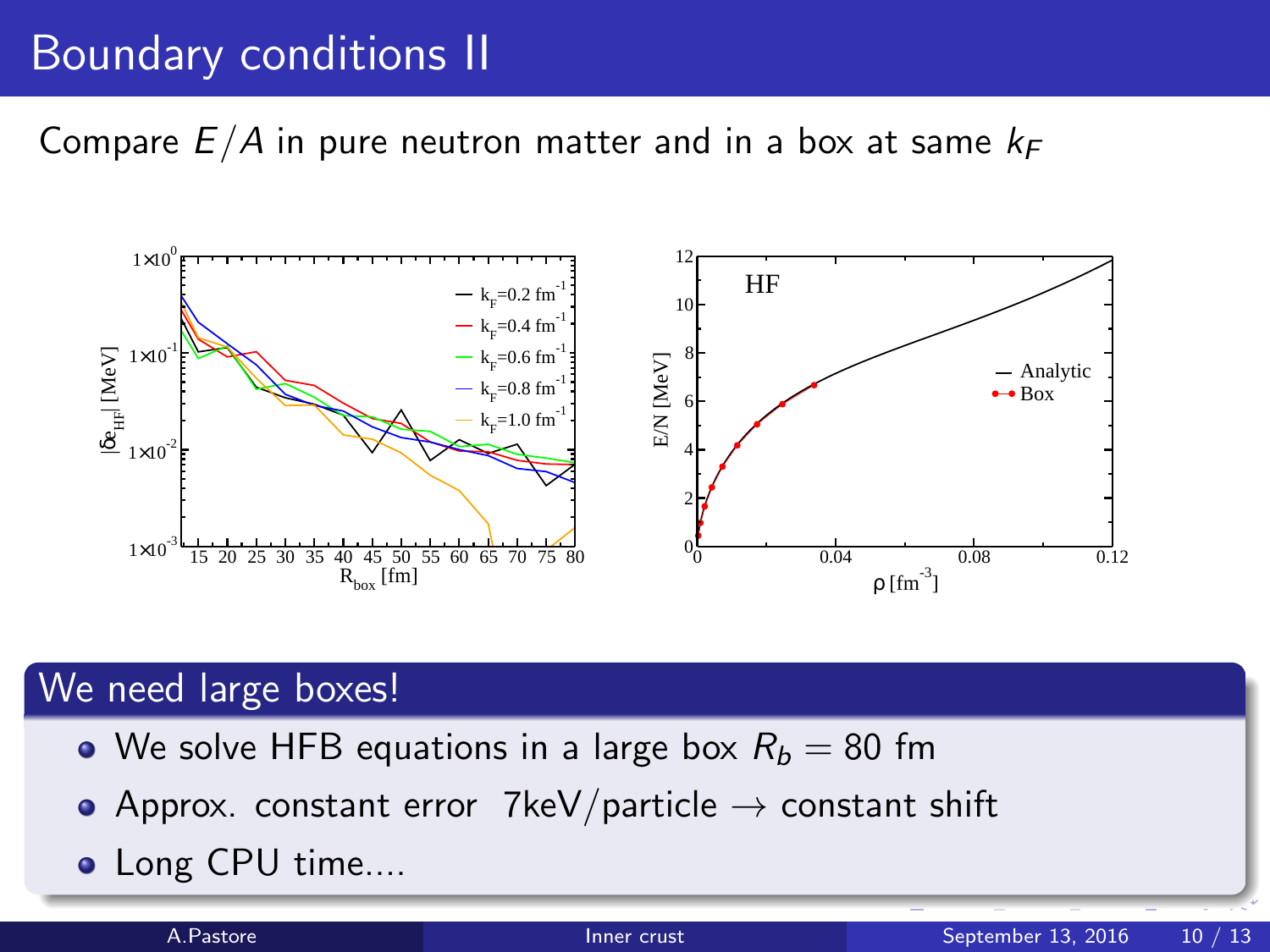# Boundary conditions II

Compare $E/A$ in pure neutron matter and in a box at same $k_F$

## We need large boxes!

- We solve HFB equations in a large box $R_b = 80$ fm
- Approx. constant error 7keV/particle → constant shift
- Long CPU time....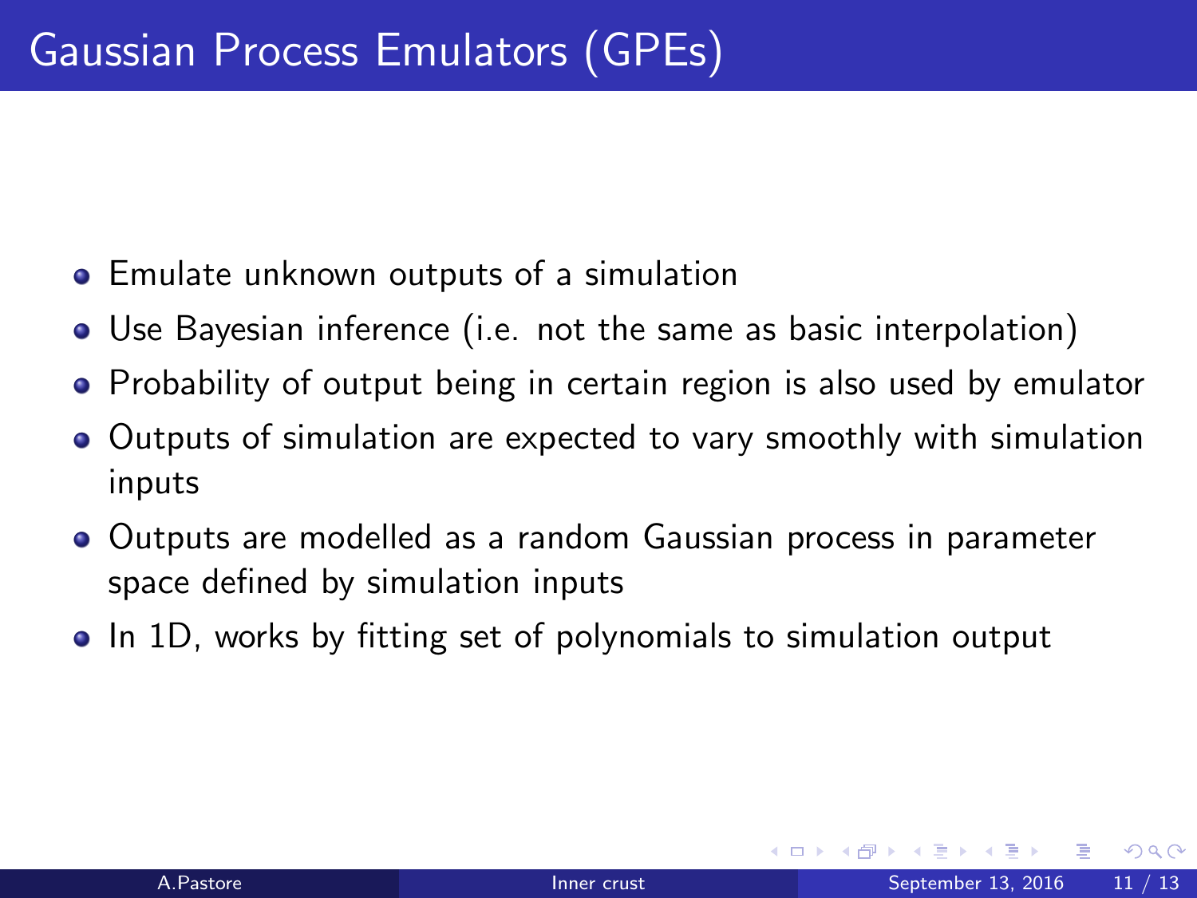# Gaussian Process Emulators (GPEs)

- Emulate unknown outputs of a simulation
- Use Bayesian inference (i.e. not the same as basic interpolation)
- Probability of output being in certain region is also used by emulator
- Outputs of simulation are expected to vary smoothly with simulation inputs
- Outputs are modelled as a random Gaussian process in parameter space defined by simulation inputs
- In 1D, works by fitting set of polynomials to simulation output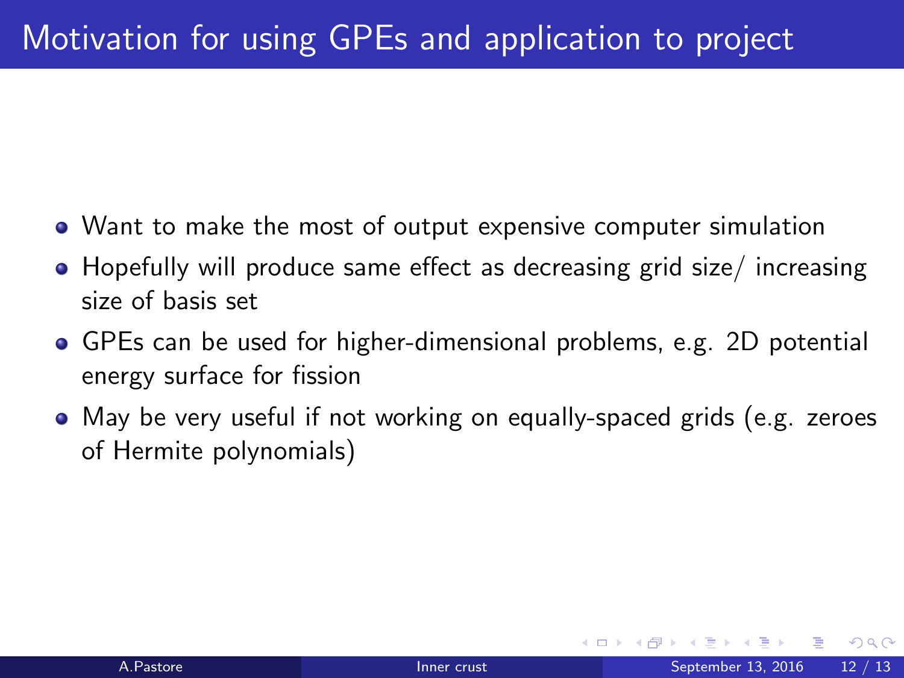# Motivation for using GPEs and application to project

- Want to make the most of output expensive computer simulation
- Hopefully will produce same effect as decreasing grid size/ increasing size of basis set
- GPEs can be used for higher-dimensional problems, e.g. 2D potential energy surface for fission
- May be very useful if not working on equally-spaced grids (e.g. zeroes of Hermite polynomials)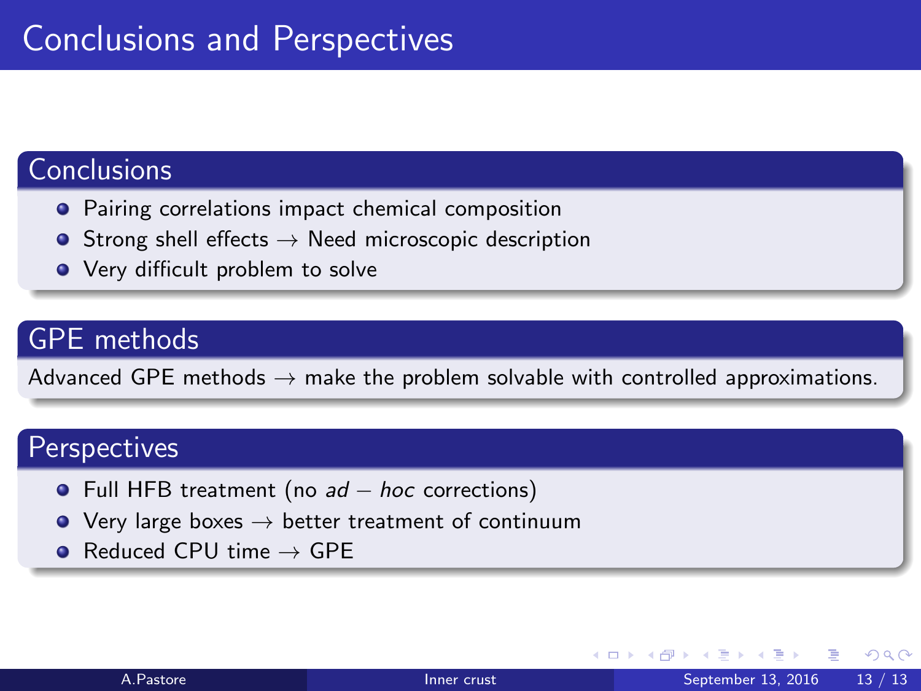# Conclusions and Perspectives

## Conclusions

- Pairing correlations impact chemical composition
- Strong shell effects $\rightarrow$ Need microscopic description
- Very difficult problem to solve

## GPE methods

Advanced GPE methods $\rightarrow$ make the problem solvable with controlled approximations.

## Perspectives

- Full HFB treatment (no $ad-hoc$ corrections)
- Very large boxes $\rightarrow$ better treatment of continuum
- Reduced CPU time $\rightarrow$ GPE